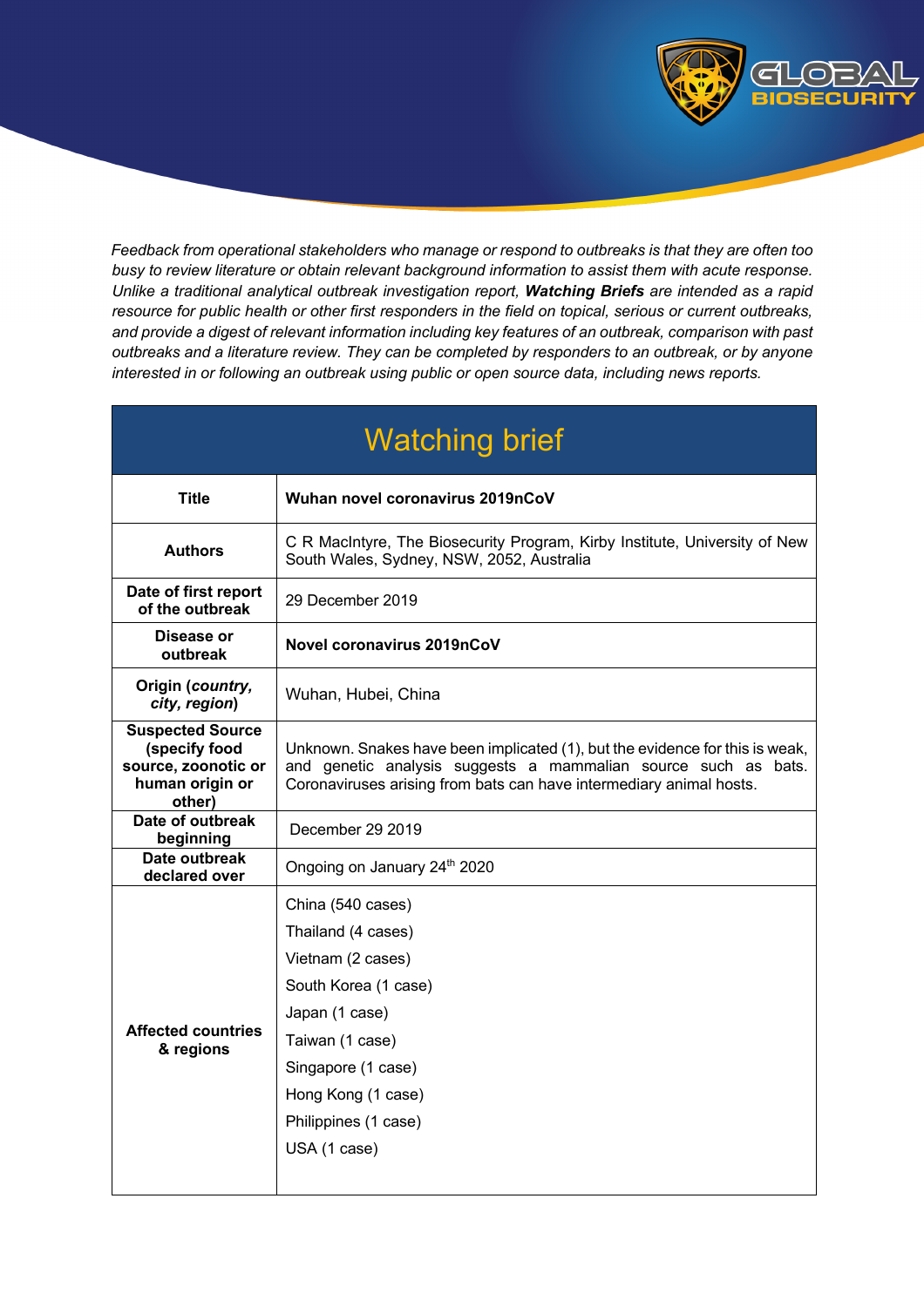*Feedback from operational stakeholders who manage or respond to outbreaks is that they are often too busy to review literature or obtain relevant background information to assist them with acute response. Unlike a traditional analytical outbreak investigation report, **Watching Briefs** are intended as a rapid resource for public health or other first responders in the field on topical, serious or current outbreaks, and provide a digest of relevant information including key features of an outbreak, comparison with past outbreaks and a literature review. They can be completed by responders to an outbreak, or by anyone interested in or following an outbreak using public or open source data, including news reports.*

| Watching brief | |
|---|---|
| **Title** | **Wuhan novel coronavirus 2019nCoV** |
| **Authors** | C R MacIntyre, The Biosecurity Program, Kirby Institute, University of New South Wales, Sydney, NSW, 2052, Australia |
| **Date of first report of the outbreak** | 29 December 2019 |
| **Disease or outbreak** | **Novel coronavirus 2019nCoV** |
| **Origin (*country, city, region*)** | Wuhan, Hubei, China |
| **Suspected Source (specify food source, zoonotic or human origin or other)** | Unknown. Snakes have been implicated (1), but the evidence for this is weak, and genetic analysis suggests a mammalian source such as bats. Coronaviruses arising from bats can have intermediary animal hosts. |
| **Date of outbreak beginning** | December 29 2019 |
| **Date outbreak declared over** | Ongoing on January 24th 2020 |
| **Affected countries & regions** | China (540 cases)<br>Thailand (4 cases)<br>Vietnam (2 cases)<br>South Korea (1 case)<br>Japan (1 case)<br>Taiwan (1 case)<br>Singapore (1 case)<br>Hong Kong (1 case)<br>Philippines (1 case)<br>USA (1 case) |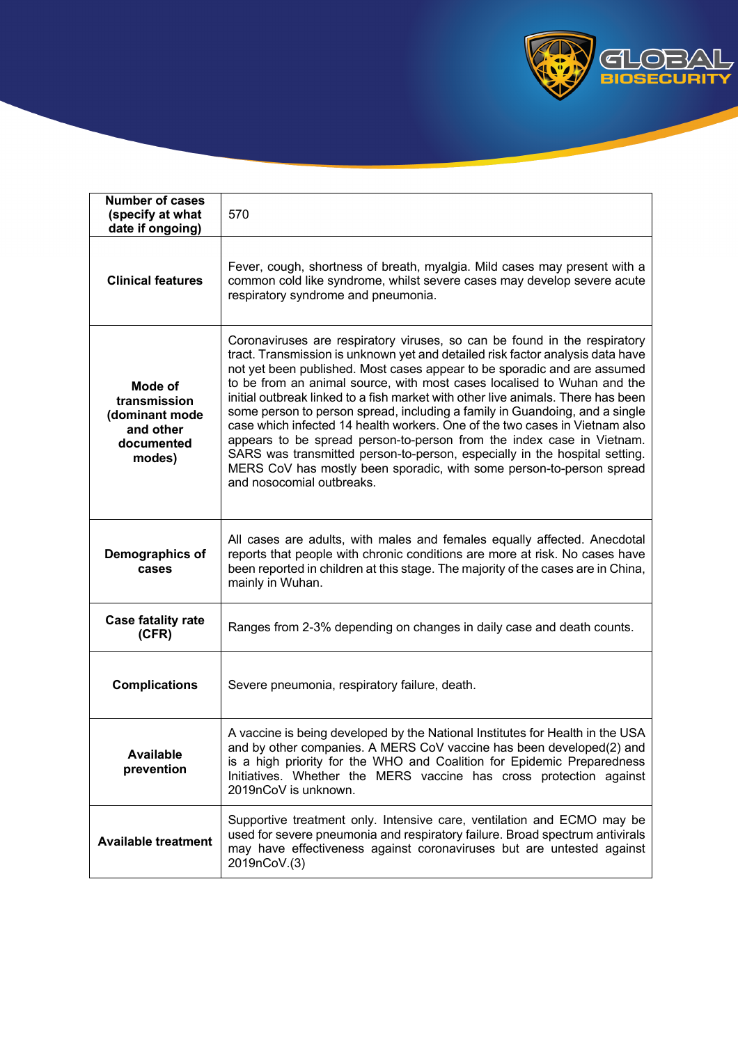| Number of cases (specify at what date if ongoing) | 570 |
|---|---|
| Clinical features | Fever, cough, shortness of breath, myalgia. Mild cases may present with a common cold like syndrome, whilst severe cases may develop severe acute respiratory syndrome and pneumonia. |
| Mode of transmission (dominant mode and other documented modes) | Coronaviruses are respiratory viruses, so can be found in the respiratory tract. Transmission is unknown yet and detailed risk factor analysis data have not yet been published. Most cases appear to be sporadic and are assumed to be from an animal source, with most cases localised to Wuhan and the initial outbreak linked to a fish market with other live animals. There has been some person to person spread, including a family in Guandoing, and a single case which infected 14 health workers. One of the two cases in Vietnam also appears to be spread person-to-person from the index case in Vietnam. SARS was transmitted person-to-person, especially in the hospital setting. MERS CoV has mostly been sporadic, with some person-to-person spread and nosocomial outbreaks. |
| Demographics of cases | All cases are adults, with males and females equally affected. Anecdotal reports that people with chronic conditions are more at risk. No cases have been reported in children at this stage. The majority of the cases are in China, mainly in Wuhan. |
| Case fatality rate (CFR) | Ranges from 2-3% depending on changes in daily case and death counts. |
| Complications | Severe pneumonia, respiratory failure, death. |
| Available prevention | A vaccine is being developed by the National Institutes for Health in the USA and by other companies. A MERS CoV vaccine has been developed(2) and is a high priority for the WHO and Coalition for Epidemic Preparedness Initiatives. Whether the MERS vaccine has cross protection against 2019nCoV is unknown. |
| Available treatment | Supportive treatment only. Intensive care, ventilation and ECMO may be used for severe pneumonia and respiratory failure. Broad spectrum antivirals may have effectiveness against coronaviruses but are untested against 2019nCoV.(3) |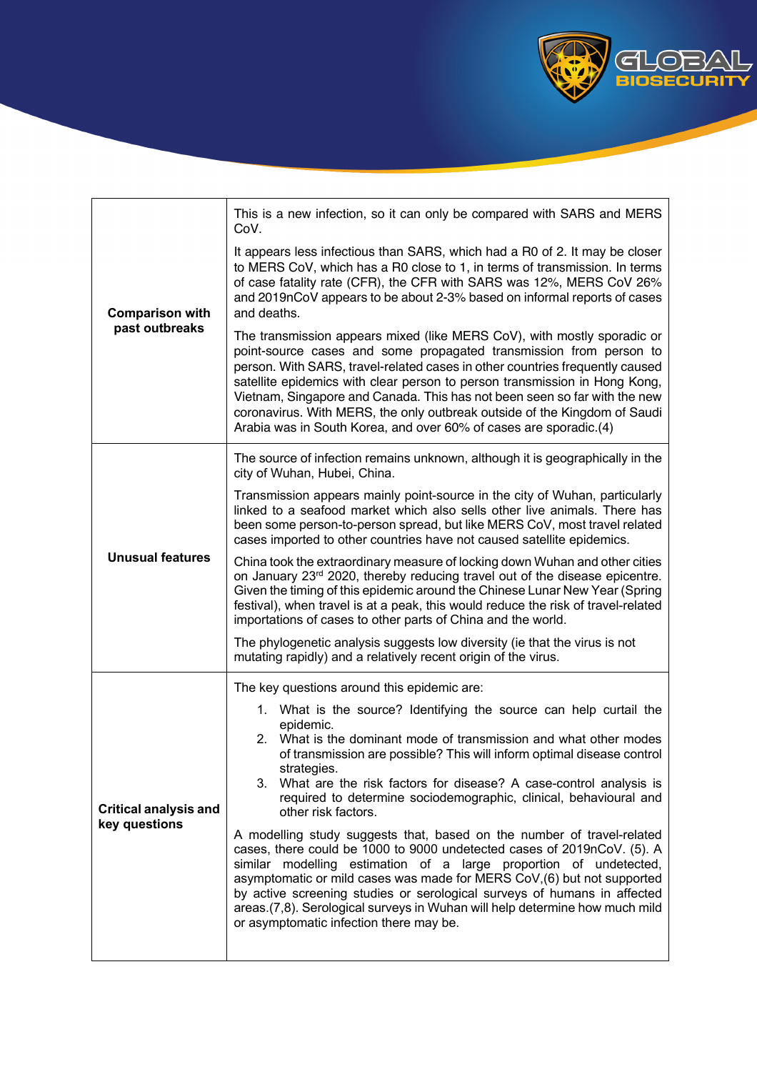| | |
|---|---|
| **Comparison with past outbreaks** | This is a new infection, so it can only be compared with SARS and MERS CoV.<br><br>It appears less infectious than SARS, which had a R0 of 2. It may be closer to MERS CoV, which has a R0 close to 1, in terms of transmission. In terms of case fatality rate (CFR), the CFR with SARS was 12%, MERS CoV 26% and 2019nCoV appears to be about 2-3% based on informal reports of cases and deaths.<br><br>The transmission appears mixed (like MERS CoV), with mostly sporadic or point-source cases and some propagated transmission from person to person. With SARS, travel-related cases in other countries frequently caused satellite epidemics with clear person to person transmission in Hong Kong, Vietnam, Singapore and Canada. This has not been seen so far with the new coronavirus. With MERS, the only outbreak outside of the Kingdom of Saudi Arabia was in South Korea, and over 60% of cases are sporadic.(4) |
| **Unusual features** | The source of infection remains unknown, although it is geographically in the city of Wuhan, Hubei, China.<br><br>Transmission appears mainly point-source in the city of Wuhan, particularly linked to a seafood market which also sells other live animals. There has been some person-to-person spread, but like MERS CoV, most travel related cases imported to other countries have not caused satellite epidemics.<br><br>China took the extraordinary measure of locking down Wuhan and other cities on January 23rd 2020, thereby reducing travel out of the disease epicentre. Given the timing of this epidemic around the Chinese Lunar New Year (Spring festival), when travel is at a peak, this would reduce the risk of travel-related importations of cases to other parts of China and the world.<br><br>The phylogenetic analysis suggests low diversity (ie that the virus is not mutating rapidly) and a relatively recent origin of the virus. |
| **Critical analysis and key questions** | The key questions around this epidemic are:<br><br>1. What is the source? Identifying the source can help curtail the epidemic.<br>2. What is the dominant mode of transmission and what other modes of transmission are possible? This will inform optimal disease control strategies.<br>3. What are the risk factors for disease? A case-control analysis is required to determine sociodemographic, clinical, behavioural and other risk factors.<br><br>A modelling study suggests that, based on the number of travel-related cases, there could be 1000 to 9000 undetected cases of 2019nCoV. (5). A similar modelling estimation of a large proportion of undetected, asymptomatic or mild cases was made for MERS CoV,(6) but not supported by active screening studies or serological surveys of humans in affected areas.(7,8). Serological surveys in Wuhan will help determine how much mild or asymptomatic infection there may be. |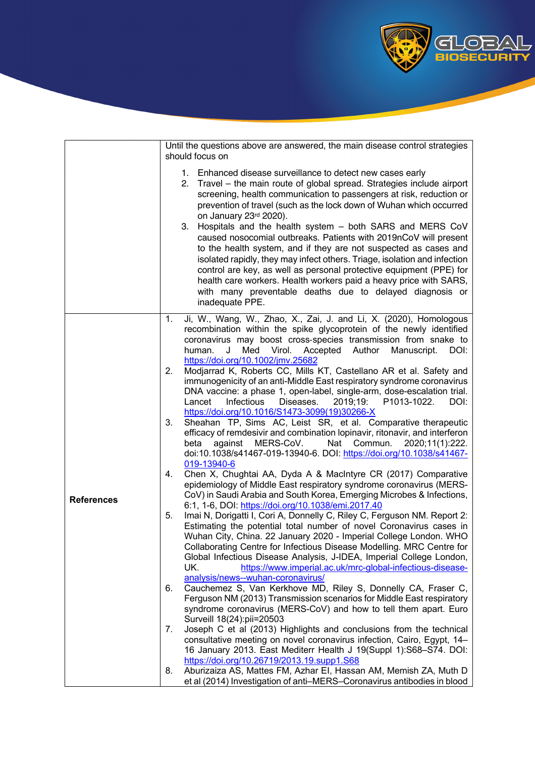| | |
|---|---|
| | Until the questions above are answered, the main disease control strategies should focus on<br><br>1. Enhanced disease surveillance to detect new cases early<br>2. Travel – the main route of global spread. Strategies include airport screening, health communication to passengers at risk, reduction or prevention of travel (such as the lock down of Wuhan which occurred on January 23rd 2020).<br>3. Hospitals and the health system – both SARS and MERS CoV caused nosocomial outbreaks. Patients with 2019nCoV will present to the health system, and if they are not suspected as cases and isolated rapidly, they may infect others. Triage, isolation and infection control are key, as well as personal protective equipment (PPE) for health care workers. Health workers paid a heavy price with SARS, with many preventable deaths due to delayed diagnosis or inadequate PPE. |
| **References** | 1. Ji, W., Wang, W., Zhao, X., Zai, J. and Li, X. (2020), Homologous recombination within the spike glycoprotein of the newly identified coronavirus may boost cross-species transmission from snake to human. J Med Virol. Accepted Author Manuscript. DOI: https://doi.org/10.1002/jmv.25682<br>2. Modjarrad K, Roberts CC, Mills KT, Castellano AR et al. Safety and immunogenicity of an anti-Middle East respiratory syndrome coronavirus DNA vaccine: a phase 1, open-label, single-arm, dose-escalation trial. Lancet Infectious Diseases. 2019;19: P1013-1022. DOI: https://doi.org/10.1016/S1473-3099(19)30266-X<br>3. Sheahan TP, Sims AC, Leist SR, et al. Comparative therapeutic efficacy of remdesivir and combination lopinavir, ritonavir, and interferon beta against MERS-CoV. Nat Commun. 2020;11(1):222. doi:10.1038/s41467-019-13940-6. DOI: https://doi.org/10.1038/s41467-019-13940-6<br>4. Chen X, Chughtai AA, Dyda A & MacIntyre CR (2017) Comparative epidemiology of Middle East respiratory syndrome coronavirus (MERS-CoV) in Saudi Arabia and South Korea, Emerging Microbes & Infections, 6:1, 1-6, DOI: https://doi.org/10.1038/emi.2017.40<br>5. Imai N, Dorigatti I, Cori A, Donnelly C, Riley C, Ferguson NM. Report 2: Estimating the potential total number of novel Coronavirus cases in Wuhan City, China. 22 January 2020 - Imperial College London. WHO Collaborating Centre for Infectious Disease Modelling. MRC Centre for Global Infectious Disease Analysis, J-IDEA, Imperial College London, UK. https://www.imperial.ac.uk/mrc-global-infectious-disease-analysis/news--wuhan-coronavirus/<br>6. Cauchemez S, Van Kerkhove MD, Riley S, Donnelly CA, Fraser C, Ferguson NM (2013) Transmission scenarios for Middle East respiratory syndrome coronavirus (MERS-CoV) and how to tell them apart. Euro Surveill 18(24):pii=20503<br>7. Joseph C et al (2013) Highlights and conclusions from the technical consultative meeting on novel coronavirus infection, Cairo, Egypt, 14–16 January 2013. East Mediterr Health J 19(Suppl 1):S68–S74. DOI: https://doi.org/10.26719/2013.19.supp1.S68<br>8. Aburizaiza AS, Mattes FM, Azhar EI, Hassan AM, Memish ZA, Muth D et al (2014) Investigation of anti–MERS–Coronavirus antibodies in blood |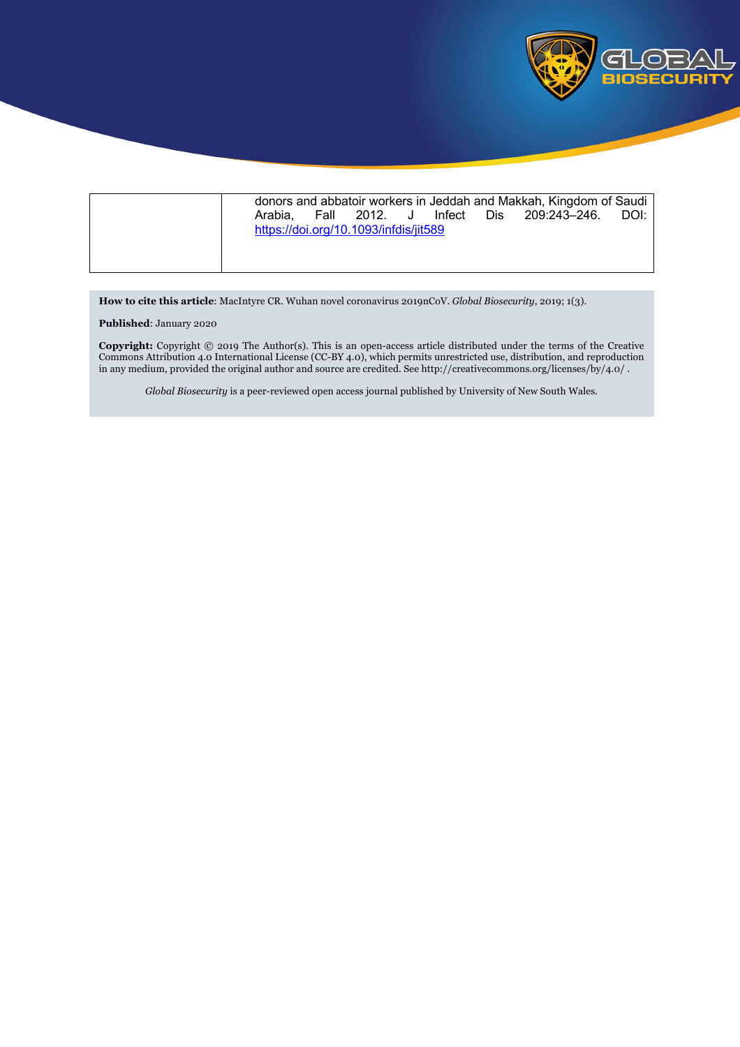| | |
|---|---|
| | donors and abbatoir workers in Jeddah and Makkah, Kingdom of Saudi Arabia, Fall 2012. J Infect Dis 209:243–246. DOI: https://doi.org/10.1093/infdis/jit589 |

**How to cite this article**: MacIntyre CR. Wuhan novel coronavirus 2019nCoV. *Global Biosecurity*, 2019; 1(3).

**Published**: January 2020

**Copyright:** Copyright © 2019 The Author(s). This is an open-access article distributed under the terms of the Creative Commons Attribution 4.0 International License (CC-BY 4.0), which permits unrestricted use, distribution, and reproduction in any medium, provided the original author and source are credited. See http://creativecommons.org/licenses/by/4.0/ .

*Global Biosecurity* is a peer-reviewed open access journal published by University of New South Wales.